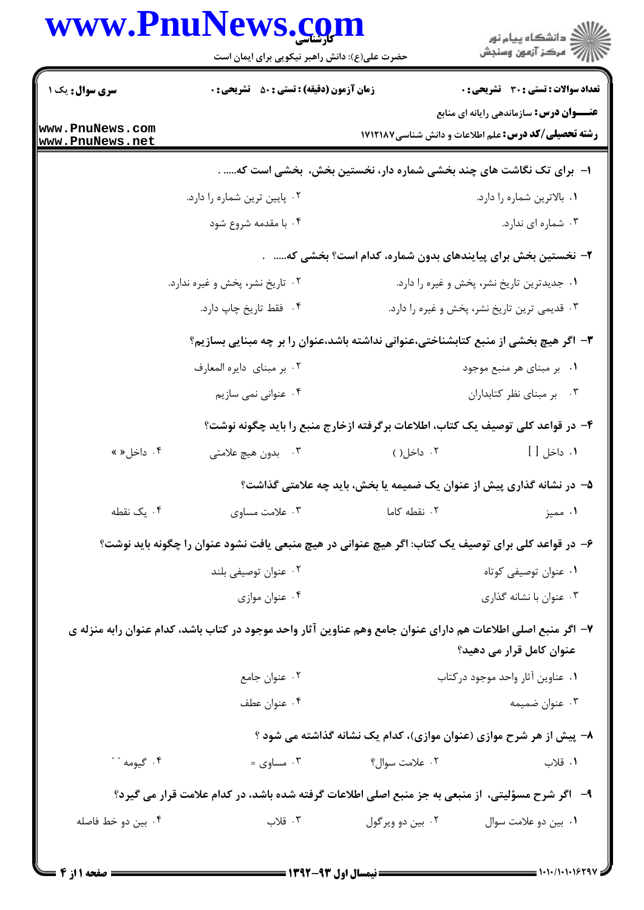**سری سوال:** یک ۱

**زمان آزمون (دقیقه) : تستی : ۵۰ تشریحی : ۰**

**تعداد سوالات : تستی : ۳۰ تشریحی : ۰**

**عنـــوان درس:** سازماندهی رایانه ای منابع

**رشته تحصیلی/کد درس:** علم اطلاعات و دانش شناسی ۱۷۱۲۱۸۷

۱- برای تک نگاشت های چند بخشی شماره دار، نخستین بخش، بخشی است که..... .

۱. بالاترین شماره را دارد.
۲. پایین ترین شماره را دارد.
۳. شماره ای ندارد.
۴. با مقدمه شروع شود

۲- نخستین بخش برای پیایندهای بدون شماره، کدام است؟ بخشی که..... .

۱. جدیدترین تاریخ نشر، پخش و غیره را دارد.
۲. تاریخ نشر، پخش و غیره ندارد.
۳. قدیمی ترین تاریخ نشر، پخش و غیره را دارد.
۴. فقط تاریخ چاپ دارد.

۳- اگر هیچ بخشی از منبع کتابشناختی،عنوانی نداشته باشد،عنوان را بر چه مبنایی بسازیم؟

۱. بر مبنای هر منبع موجود
۲. بر مبنای دایره المعارف
۳. بر مبنای نظر کتابداران
۴. عنوانی نمی سازیم

۴- در قواعد کلی توصیف یک کتاب، اطلاعات برگرفته ازخارج منبع را باید چگونه نوشت؟

۱. داخل [ ]
۲. داخل( )
۳. بدون هیچ علامتی
۴. داخل« »

۵- در نشانه گذاری پیش از عنوان یک ضمیمه یا بخش، باید چه علامتی گذاشت؟

۱. ممیز
۲. نقطه کاما
۳. علامت مساوی
۴. یک نقطه

۶- در قواعد کلی برای توصیف یک کتاب: اگر هیچ عنوانی در هیچ منبعی یافت نشود عنوان را چگونه باید نوشت؟

۱. عنوان توصیفی کوتاه
۲. عنوان توصیفی بلند
۳. عنوان با نشانه گذاری
۴. عنوان موازی

۷- اگر منبع اصلی اطلاعات هم دارای عنوان جامع وهم عناوین آثار واحد موجود در کتاب باشد، کدام عنوان رابه منزله ی عنوان کامل قرار می دهید؟

۱. عناوین آثار واحد موجود درکتاب
۲. عنوان جامع
۳. عنوان ضمیمه
۴. عنوان عطف

۸- پیش از هر شرح موازی (عنوان موازی)، کدام یک نشانه گذاشته می شود ؟

۱. قلاب
۲. علامت سوال؟
۳. مساوی =
۴. گیومه " "

۹- اگر شرح مسؤلیتی، از منبعی به جز منبع اصلی اطلاعات گرفته شده باشد، در کدام علامت قرار می گیرد؟

۱. بین دو علامت سوال
۲. بین دو ویرگول
۳. قلاب
۴. بین دو خط فاصله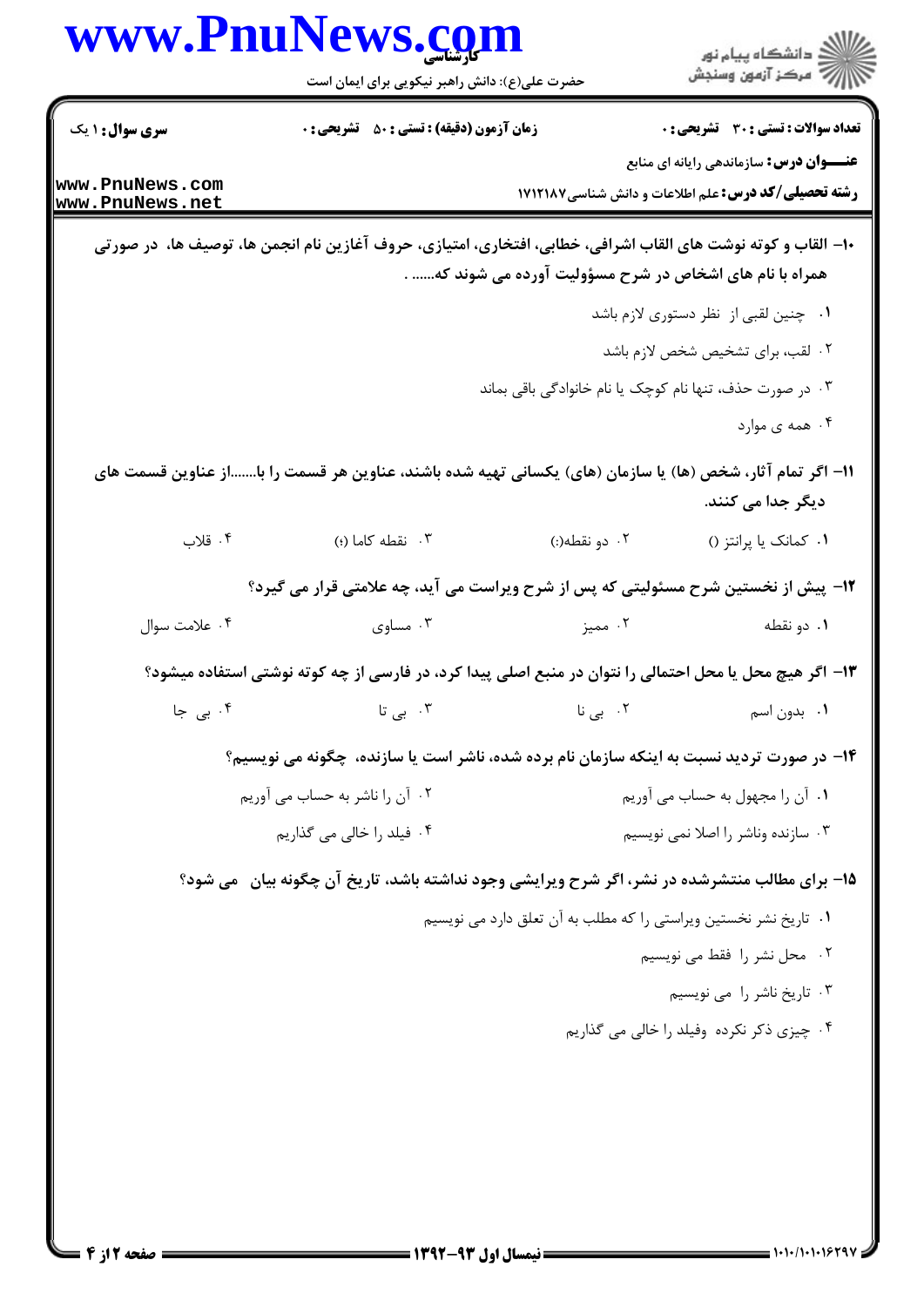**تعداد سوالات : تستی : ۳۰ تشریحی : ۰** | **زمان آزمون (دقیقه) : تستی : ۵۰ تشریحی : ۰** | **سری سوال : ۱ یک**

**عنـــوان درس:** سازماندهی رایانه ای منابع

**رشته تحصیلی/کد درس:** علم اطلاعات و دانش شناسی ۱۷۱۲۱۸۷

۱۰- القاب و کوته نوشت های القاب اشرافی، خطابی، افتخاری، امتیازی، حروف آغازین نام انجمن ها، توصیف ها، در صورتی همراه با نام های اشخاص در شرح مسؤولیت آورده می شوند که...... .

۱. چنین لقبی از نظر دستوری لازم باشد

۲. لقب، برای تشخیص شخص لازم باشد

۳. در صورت حذف، تنها نام کوچک یا نام خانوادگی باقی بماند

۴. همه ی موارد

۱۱- اگر تمام آثار، شخص (ها) یا سازمان (های) یکسانی تهیه شده باشند، عناوین هر قسمت را با.......از عناوین قسمت های دیگر جدا می کنند.

۱. کمانک یا پرانتز ()

۲. دو نقطه(:)

۳. نقطه کاما (؛)

۴. قلاب

۱۲- پیش از نخستین شرح مسئولیتی که پس از شرح ویراست می آید، چه علامتی قرار می گیرد؟

۱. دو نقطه

۲. ممیز

۳. مساوی

۴. علامت سوال

۱۳- اگر هیچ محل یا محل احتمالی را نتوان در منبع اصلی پیدا کرد، در فارسی از چه کوته نوشتی استفاده میشود؟

۱. بدون اسم

۲. بی نا

۳. بی تا

۴. بی جا

۱۴- در صورت تردید نسبت به اینکه سازمان نام برده شده، ناشر است یا سازنده، چگونه می نویسیم؟

۱. آن را مجهول به حساب می آوریم

۲. آن را ناشر به حساب می آوریم

۳. سازنده وناشر را اصلا نمی نویسیم

۴. فیلد را خالی می گذاریم

۱۵- برای مطالب منتشرشده در نشر، اگر شرح ویرایشی وجود نداشته باشد، تاریخ آن چگونه بیان می شود؟

۱. تاریخ نشر نخستین ویراستی را که مطلب به آن تعلق دارد می نویسیم

۲. محل نشر را فقط می نویسیم

۳. تاریخ ناشر را می نویسیم

۴. چیزی ذکر نکرده وفیلد را خالی می گذاریم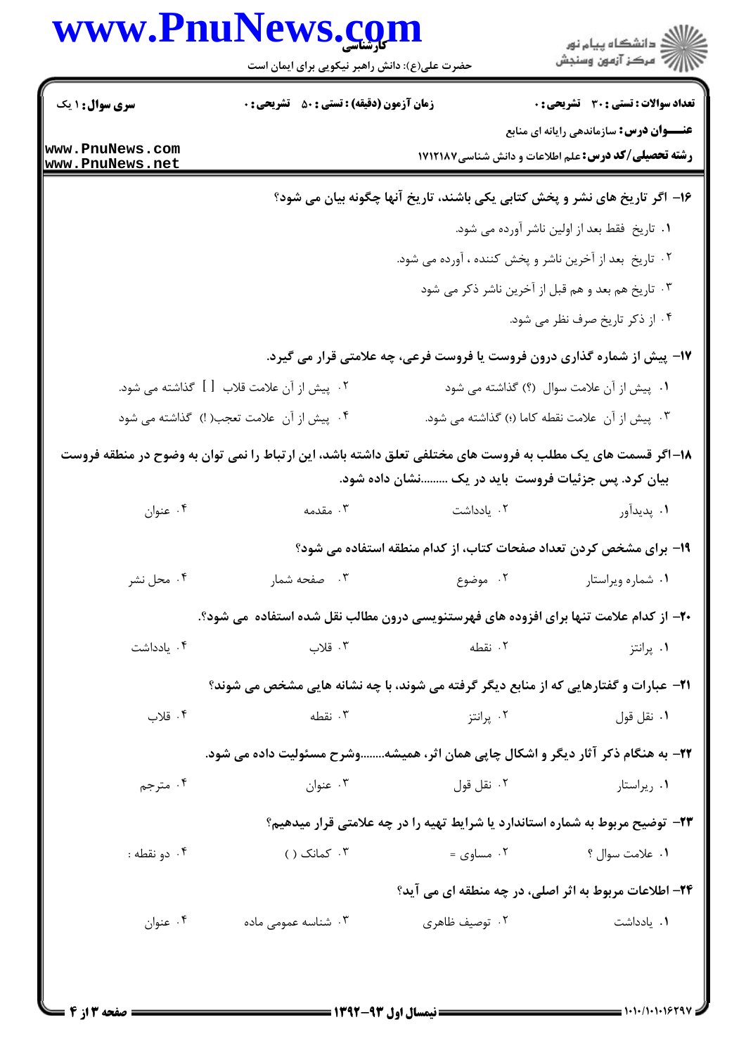۱۶- اگر تاریخ های نشر و پخش کتابی یکی باشند، تاریخ آنها چگونه بیان می شود؟

۱. تاریخ فقط بعد از اولین ناشر آورده می شود.

۲. تاریخ بعد از آخرین ناشر و پخش کننده ، آورده می شود.

۳. تاریخ هم بعد و هم قبل از آخرین ناشر ذکر می شود

۴. از ذکر تاریخ صرف نظر می شود.

۱۷- پیش از شماره گذاری درون فروست یا فروست فرعی، چه علامتی قرار می گیرد.

۱. پیش از آن علامت سوال (؟) گذاشته می شود

۲. پیش از آن علامت قلاب [ ] گذاشته می شود.

۳. پیش از آن علامت نقطه کاما (؛) گذاشته می شود.

۴. پیش از آن علامت تعجب( !) گذاشته می شود

۱۸- اگر قسمت های یک مطلب به فروست های مختلفی تعلق داشته باشد، این ارتباط را نمی توان به وضوح در منطقه فروست بیان کرد. پس جزئیات فروست باید در یک .........نشان داده شود.

۱. پدیدآور
۲. یادداشت
۳. مقدمه
۴. عنوان

۱۹- برای مشخص کردن تعداد صفحات کتاب، از کدام منطقه استفاده می شود؟

۱. شماره ویراستار
۲. موضوع
۳. صفحه شمار
۴. محل نشر

۲۰- از کدام علامت تنها برای افزوده های فهرستنویسی درون مطالب نقل شده استفاده می شود؟.

۱. پرانتز
۲. نقطه
۳. قلاب
۴. یادداشت

۲۱- عبارات و گفتارهایی که از منابع دیگر گرفته می شوند، با چه نشانه هایی مشخص می شوند؟

۱. نقل قول
۲. پرانتز
۳. نقطه
۴. قلاب

۲۲- به هنگام ذکر آثار دیگر و اشکال چاپی همان اثر، همیشه........وشرح مسئولیت داده می شود.

۱. ریراستار
۲. نقل قول
۳. عنوان
۴. مترجم

۲۳- توضیح مربوط به شماره استاندارد یا شرایط تهیه را در چه علامتی قرار میدهیم؟

۱. علامت سوال ؟
۲. مساوی =
۳. کمانک ( )
۴. دو نقطه :

۲۴- اطلاعات مربوط به اثر اصلی، در چه منطقه ای می آید؟

۱. یادداشت
۲. توصیف ظاهری
۳. شناسه عمومی ماده
۴. عنوان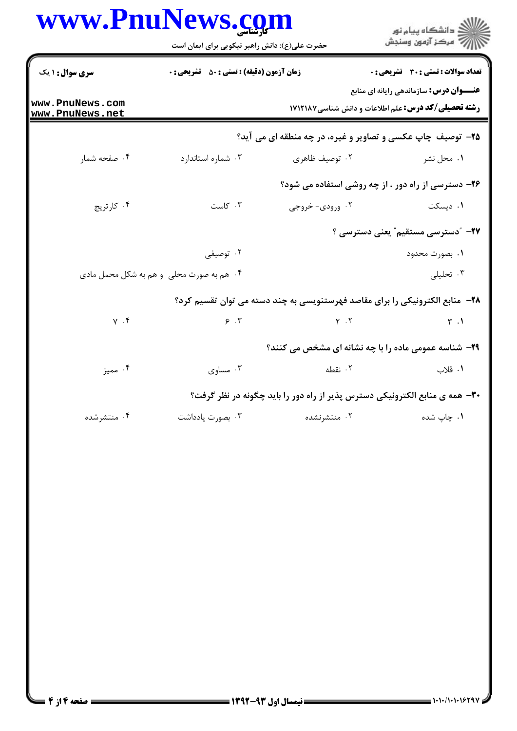**سری سوال:** ۱ یک | **زمان آزمون (دقیقه) : تستی :** ۵۰ **تشریحی :** ۰ | **تعداد سوالات : تستی :** ۳۰ **تشریحی :** ۰

**عنـــوان درس:** سازماندهی رایانه ای منابع

**رشته تحصیلی/کد درس:** علم اطلاعات و دانش شناسی ۱۷۱۲۱۸۷

**۲۵- توصیف چاپ عکسی و تصاویر و غیره، در چه منطقه ای می آید؟**

۱. محل نشر
۲. توصیف ظاهری
۳. شماره استاندارد
۴. صفحه شمار

**۲۶- دسترسی از راه دور ، از چه روشی استفاده می شود؟**

۱. دیسکت
۲. ورودی- خروجی
۳. کاست
۴. کارتریج

**۲۷- "دسترسی مستقیم" یعنی دسترسی ؟**

۱. بصورت محدود
۲. توصیفی
۳. تحلیلی
۴. هم به صورت محلی و هم به شکل محمل مادی

**۲۸- منابع الکترونیکی را برای مقاصد فهرستنویسی به چند دسته می توان تقسیم کرد؟**

۱. ۳
۲. ۲
۳. ۶
۴. ۷

**۲۹- شناسه عمومی ماده را با چه نشانه ای مشخص می کنند؟**

۱. قلاب
۲. نقطه
۳. مساوی
۴. ممیز

**۳۰- همه ی منابع الکترونیکی دسترس پذیر از راه دور را باید چگونه در نظر گرفت؟**

۱. چاپ شده
۲. منتشرنشده
۳. بصورت یادداشت
۴. منتشرشده